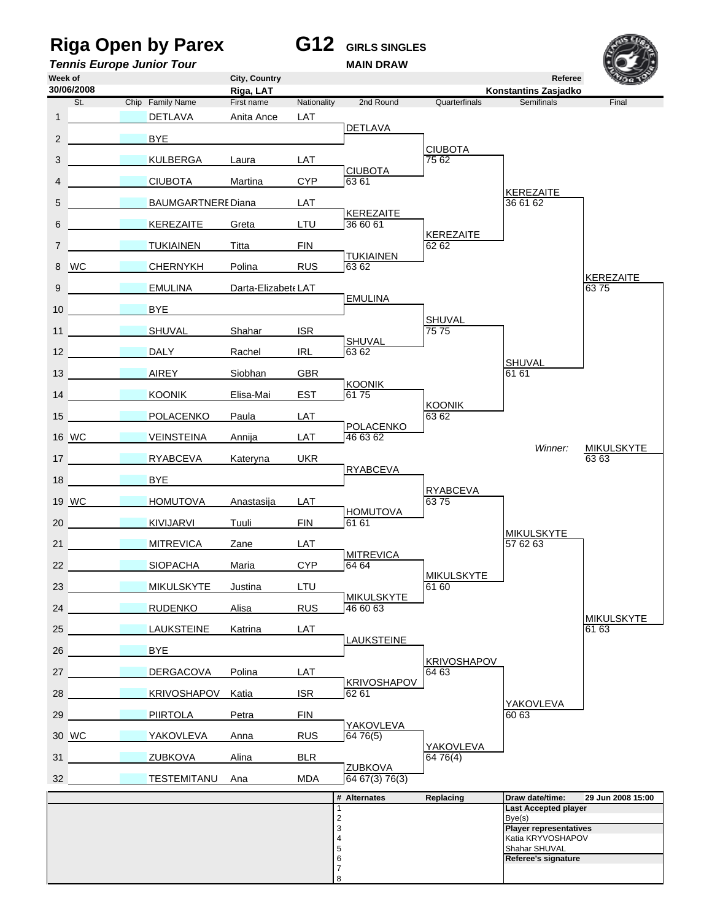# Riga Open by Parex

**G12** GIRLS SINGLES

***Tennis Europe Junior Tour*** MAIN DRAW

| Week of | City, Country | Referee |
|---|---|---|
| 30/06/2008 | Riga, LAT | Konstantins Zasjadko |

| # | St. | Chip | Family Name | First name | Nationality | 2nd Round | Quarterfinals | Semifinals | Final |
|---|---|---|---|---|---|---|---|---|---|
| 1 | | | DETLAVA | Anita Ance | LAT | | | | |
| | | | | | | DETLAVA | | | |
| 2 | | | BYE | | | | | | |
| | | | | | | | CIUBOTA 75 62 | | |
| 3 | | | KULBERGA | Laura | LAT | | | | |
| | | | | | | CIUBOTA 63 61 | | | |
| 4 | | | CIUBOTA | Martina | CYP | | | | |
| | | | | | | | | KEREZAITE 36 61 62 | |
| 5 | | | BAUMGARTNERE | Diana | LAT | | | | |
| | | | | | | KEREZAITE 36 60 61 | | | |
| 6 | | | KEREZAITE | Greta | LTU | | | | |
| | | | | | | | KEREZAITE 62 62 | | |
| 7 | | | TUKIAINEN | Titta | FIN | | | | |
| | | | | | | TUKIAINEN 63 62 | | | |
| 8 | WC | | CHERNYKH | Polina | RUS | | | | |
| | | | | | | | | | KEREZAITE 63 75 |
| 9 | | | EMULINA | Darta-Elizabete | LAT | | | | |
| | | | | | | EMULINA | | | |
| 10 | | | BYE | | | | | | |
| | | | | | | | SHUVAL 75 75 | | |
| 11 | | | SHUVAL | Shahar | ISR | | | | |
| | | | | | | SHUVAL 63 62 | | | |
| 12 | | | DALY | Rachel | IRL | | | | |
| | | | | | | | | SHUVAL 61 61 | |
| 13 | | | AIREY | Siobhan | GBR | | | | |
| | | | | | | KOONIK 61 75 | | | |
| 14 | | | KOONIK | Elisa-Mai | EST | | | | |
| | | | | | | | KOONIK 63 62 | | |
| 15 | | | POLACENKO | Paula | LAT | | | | |
| | | | | | | POLACENKO 46 63 62 | | | |
| 16 | WC | | VEINSTEINA | Annija | LAT | | | | |
| | | | | | | | | *Winner:* | MIKULSKYTE 63 63 |
| 17 | | | RYABCEVA | Kateryna | UKR | | | | |
| | | | | | | RYABCEVA | | | |
| 18 | | | BYE | | | | | | |
| | | | | | | | RYABCEVA 63 75 | | |
| 19 | WC | | HOMUTOVA | Anastasija | LAT | | | | |
| | | | | | | HOMUTOVA 61 61 | | | |
| 20 | | | KIVIJARVI | Tuuli | FIN | | | | |
| | | | | | | | | MIKULSKYTE 57 62 63 | |
| 21 | | | MITREVICA | Zane | LAT | | | | |
| | | | | | | MITREVICA 64 64 | | | |
| 22 | | | SIOPACHA | Maria | CYP | | | | |
| | | | | | | | MIKULSKYTE 61 60 | | |
| 23 | | | MIKULSKYTE | Justina | LTU | | | | |
| | | | | | | MIKULSKYTE 46 60 63 | | | |
| 24 | | | RUDENKO | Alisa | RUS | | | | |
| | | | | | | | | | MIKULSKYTE 61 63 |
| 25 | | | LAUKSTEINE | Katrina | LAT | | | | |
| | | | | | | LAUKSTEINE | | | |
| 26 | | | BYE | | | | | | |
| | | | | | | | KRIVOSHAPOV 64 63 | | |
| 27 | | | DERGACOVA | Polina | LAT | | | | |
| | | | | | | KRIVOSHAPOV 62 61 | | | |
| 28 | | | KRIVOSHAPOV | Katia | ISR | | | | |
| | | | | | | | | YAKOVLEVA 60 63 | |
| 29 | | | PIIRTOLA | Petra | FIN | | | | |
| | | | | | | YAKOVLEVA 64 76(5) | | | |
| 30 | WC | | YAKOVLEVA | Anna | RUS | | | | |
| | | | | | | | YAKOVLEVA 64 76(4) | | |
| 31 | | | ZUBKOVA | Alina | BLR | | | | |
| | | | | | | ZUBKOVA 64 67(3) 76(3) | | | |
| 32 | | | TESTEMITANU | Ana | MDA | | | | |

| # | Alternates | Replacing |
|---|---|---|
| 1 | | |
| 2 | | |
| 3 | | |
| 4 | | |
| 5 | | |
| 6 | | |
| 7 | | |
| 8 | | |

**Draw date/time:** 29 Jun 2008 15:00

**Last Accepted player**

Bye(s)

**Player representatives**

Katia KRYVOSHAPOV

Shahar SHUVAL

**Referee's signature**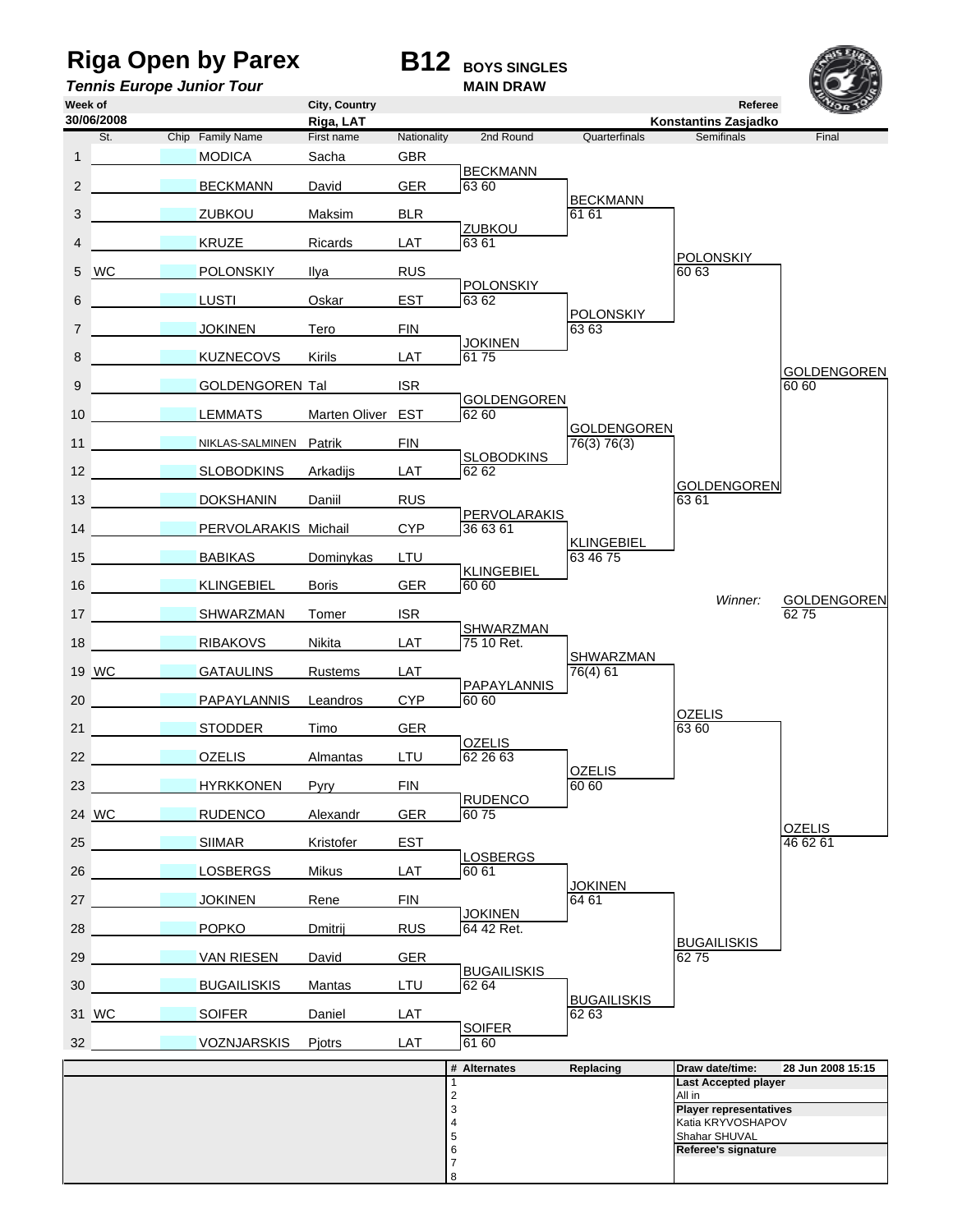# Riga Open by Parex

**B12** BOYS SINGLES

*Tennis Europe Junior Tour*

MAIN DRAW

| Week of | City, Country | Referee |
|---|---|---|
| 30/06/2008 | Riga, LAT | Konstantins Zasjadko |

| St. | Chip | Family Name | First name | Nationality | 2nd Round | Quarterfinals | Semifinals | Final |
|---|---|---|---|---|---|---|---|---|
| 1 | | MODICA | Sacha | GBR | | | | |
| 2 | | BECKMANN | David | GER | BECKMANN 63 60 | | | |
| 3 | | ZUBKOU | Maksim | BLR | | BECKMANN 61 61 | | |
| 4 | | KRUZE | Ricards | LAT | ZUBKOU 63 61 | | | |
| 5 WC | | POLONSKIY | Ilya | RUS | | | POLONSKIY 60 63 | |
| 6 | | LUSTI | Oskar | EST | POLONSKIY 63 62 | | | |
| 7 | | JOKINEN | Tero | FIN | | POLONSKIY 63 63 | | |
| 8 | | KUZNECOVS | Kirils | LAT | JOKINEN 61 75 | | | |
| 9 | | GOLDENGOREN | Tal | ISR | | | | GOLDENGOREN 60 60 |
| 10 | | LEMMATS | Marten Oliver | EST | GOLDENGOREN 62 60 | | | |
| 11 | | NIKLAS-SALMINEN | Patrik | FIN | | GOLDENGOREN 76(3) 76(3) | | |
| 12 | | SLOBODKINS | Arkadijs | LAT | SLOBODKINS 62 62 | | | |
| 13 | | DOKSHANIN | Daniil | RUS | | | GOLDENGOREN 63 61 | |
| 14 | | PERVOLARAKIS | Michail | CYP | PERVOLARAKIS 36 63 61 | | | |
| 15 | | BABIKAS | Dominykas | LTU | | KLINGEBIEL 63 46 75 | | |
| 16 | | KLINGEBIEL | Boris | GER | KLINGEBIEL 60 60 | | | |
| 17 | | SHWARZMAN | Tomer | ISR | | | *Winner:* | GOLDENGOREN 62 75 |
| 18 | | RIBAKOVS | Nikita | LAT | SHWARZMAN 75 10 Ret. | | | |
| 19 WC | | GATAULINS | Rustems | LAT | | SHWARZMAN 76(4) 61 | | |
| 20 | | PAPAYLANNIS | Leandros | CYP | PAPAYLANNIS 60 60 | | | |
| 21 | | STODDER | Timo | GER | | | OZELIS 63 60 | |
| 22 | | OZELIS | Almantas | LTU | OZELIS 62 26 63 | | | |
| 23 | | HYRKKONEN | Pyry | FIN | | OZELIS 60 60 | | |
| 24 WC | | RUDENCO | Alexandr | GER | RUDENCO 60 75 | | | |
| 25 | | SIIMAR | Kristofer | EST | | | | OZELIS 46 62 61 |
| 26 | | LOSBERGS | Mikus | LAT | LOSBERGS 60 61 | | | |
| 27 | | JOKINEN | Rene | FIN | | JOKINEN 64 61 | | |
| 28 | | POPKO | Dmitrij | RUS | JOKINEN 64 42 Ret. | | | |
| 29 | | VAN RIESEN | David | GER | | | BUGAILISKIS 62 75 | |
| 30 | | BUGAILISKIS | Mantas | LTU | BUGAILISKIS 62 64 | | | |
| 31 WC | | SOIFER | Daniel | LAT | | BUGAILISKIS 62 63 | | |
| 32 | | VOZNJARSKIS | Pjotrs | LAT | SOIFER 61 60 | | | |

| # | Alternates | Replacing |
|---|---|---|
| 1 | | |
| 2 | | |
| 3 | | |
| 4 | | |
| 5 | | |
| 6 | | |
| 7 | | |
| 8 | | |

**Draw date/time:** 28 Jun 2008 15:15

**Last Accepted player**
All in

**Player representatives**
Katia KRYVOSHAPOV
Shahar SHUVAL

**Referee's signature**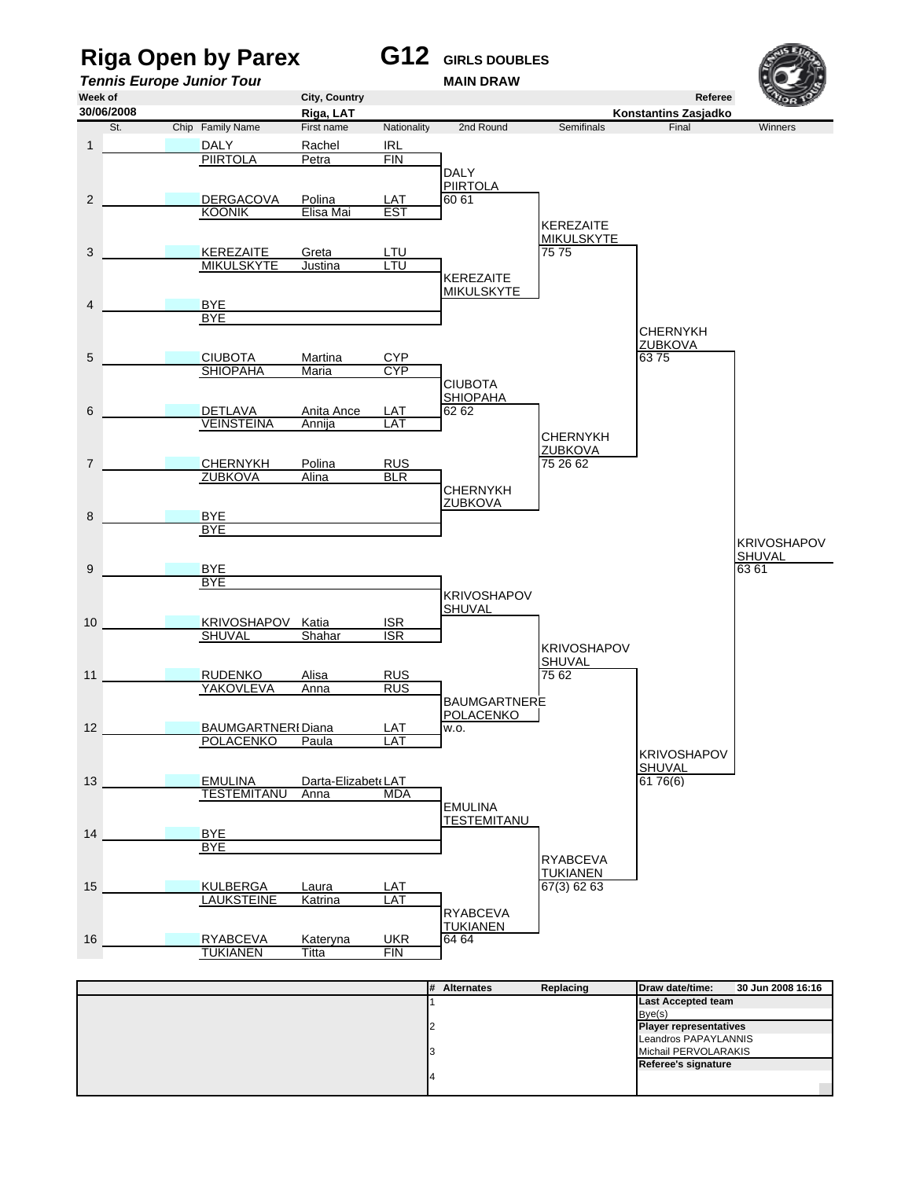# Riga Open by Parex

**G12** GIRLS DOUBLES

***Tennis Europe Junior Tour***

MAIN DRAW

| Week of | City, Country | Referee |
|---|---|---|
| 30/06/2008 | Riga, LAT | Konstantins Zasjadko |

| | St. | Chip | Family Name | First name | Nationality | 2nd Round | Semifinals | Final | Winners |
|---|---|---|---|---|---|---|---|---|---|
| 1 | | | DALY | Rachel | IRL | | | | |
| | | | PIIRTOLA | Petra | FIN | DALY / PIIRTOLA | | | |
| 2 | | | DERGACOVA | Polina | LAT | 60 61 | | | |
| | | | KOONIK | Elisa Mai | EST | | KEREZAITE / MIKULSKYTE | | |
| 3 | | | KEREZAITE | Greta | LTU | | 75 75 | | |
| | | | MIKULSKYTE | Justina | LTU | KEREZAITE / MIKULSKYTE | | | |
| 4 | | | BYE | | | | | | |
| | | | BYE | | | | | CHERNYKH / ZUBKOVA | |
| 5 | | | CIUBOTA | Martina | CYP | | | 63 75 | |
| | | | SHIOPAHA | Maria | CYP | CIUBOTA / SHIOPAHA | | | |
| 6 | | | DETLAVA | Anita Ance | LAT | 62 62 | | | |
| | | | VEINSTEINA | Annija | LAT | | CHERNYKH / ZUBKOVA | | |
| 7 | | | CHERNYKH | Polina | RUS | | 75 26 62 | | |
| | | | ZUBKOVA | Alina | BLR | CHERNYKH / ZUBKOVA | | | |
| 8 | | | BYE | | | | | | |
| | | | BYE | | | | | | KRIVOSHAPOV / SHUVAL |
| 9 | | | BYE | | | | | | 63 61 |
| | | | BYE | | | KRIVOSHAPOV / SHUVAL | | | |
| 10 | | | KRIVOSHAPOV | Katia | ISR | | | | |
| | | | SHUVAL | Shahar | ISR | | KRIVOSHAPOV / SHUVAL | | |
| 11 | | | RUDENKO | Alisa | RUS | | 75 62 | | |
| | | | YAKOVLEVA | Anna | RUS | BAUMGARTNERE / POLACENKO | | | |
| 12 | | | BAUMGARTNERE | Diana | LAT | w.o. | | | |
| | | | POLACENKO | Paula | LAT | | | KRIVOSHAPOV / SHUVAL | |
| 13 | | | EMULINA | Darta-Elizabete | LAT | | | 61 76(6) | |
| | | | TESTEMITANU | Anna | MDA | EMULINA / TESTEMITANU | | | |
| 14 | | | BYE | | | | | | |
| | | | BYE | | | | RYABCEVA / TUKIANEN | | |
| 15 | | | KULBERGA | Laura | LAT | | 67(3) 62 63 | | |
| | | | LAUKSTEINE | Katrina | LAT | RYABCEVA / TUKIANEN | | | |
| 16 | | | RYABCEVA | Kateryna | UKR | 64 64 | | | |
| | | | TUKIANEN | Titta | FIN | | | | |

| # | Alternates | Replacing |
|---|---|---|
| 1 | | |
| 2 | | |
| 3 | | |
| 4 | | |

**Draw date/time:** 30 Jun 2008 16:16

**Last Accepted team**
Bye(s)

**Player representatives**
Leandros PAPAYLANNIS
Michail PERVOLARAKIS

**Referee's signature**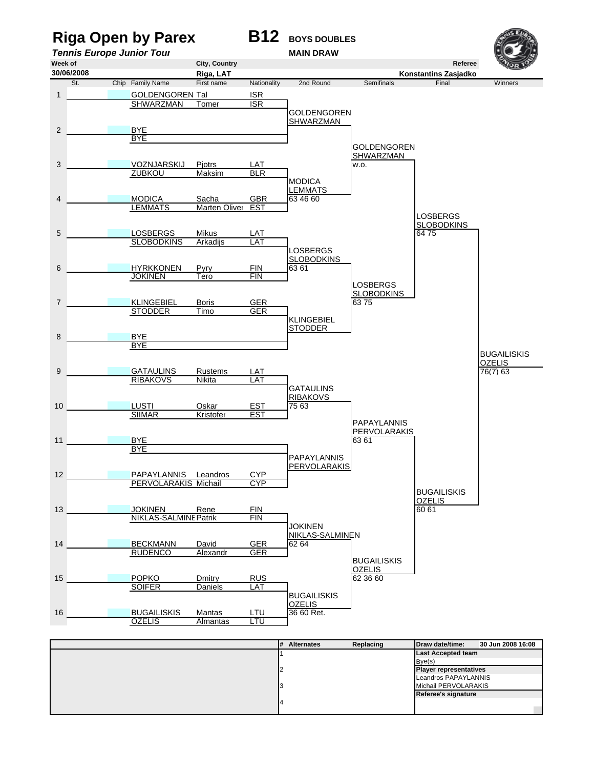# Riga Open by Parex

**B12** BOYS DOUBLES

***Tennis Europe Junior Tour***

MAIN DRAW

| Week of | City, Country | Referee |
|---|---|---|
| 30/06/2008 | Riga, LAT | Konstantins Zasjadko |

| St. | | Chip | Family Name | First name | Nationality |
|---|---|---|---|---|---|
| 1 | | | GOLDENGOREN | Tal | ISR |
| | | | SHWARZMAN | Tomer | ISR |
| 2 | | | BYE | | |
| | | | BYE | | |
| 3 | | | VOZNJARSKIJ | Pjotrs | LAT |
| | | | ZUBKOU | Maksim | BLR |
| 4 | | | MODICA | Sacha | GBR |
| | | | LEMMATS | Marten Oliver | EST |
| 5 | | | LOSBERGS | Mikus | LAT |
| | | | SLOBODKINS | Arkadijs | LAT |
| 6 | | | HYRKKONEN | Pyry | FIN |
| | | | JOKINEN | Tero | FIN |
| 7 | | | KLINGEBIEL | Boris | GER |
| | | | STODDER | Timo | GER |
| 8 | | | BYE | | |
| | | | BYE | | |
| 9 | | | GATAULINS | Rustems | LAT |
| | | | RIBAKOVS | Nikita | LAT |
| 10 | | | LUSTI | Oskar | EST |
| | | | SIIMAR | Kristofer | EST |
| 11 | | | BYE | | |
| | | | BYE | | |
| 12 | | | PAPAYLANNIS | Leandros | CYP |
| | | | PERVOLARAKIS | Michail | CYP |
| 13 | | | JOKINEN | Rene | FIN |
| | | | NIKLAS-SALMINEN | Patrik | FIN |
| 14 | | | BECKMANN | David | GER |
| | | | RUDENCO | Alexandr | GER |
| 15 | | | POPKO | Dmitry | RUS |
| | | | SOIFER | Daniels | LAT |
| 16 | | | BUGAILISKIS | Mantas | LTU |
| | | | OZELIS | Almantas | LTU |

**2nd Round**

- GOLDENGOREN / SHWARZMAN
- MODICA / LEMMATS 63 46 60
- LOSBERGS / SLOBODKINS 63 61
- KLINGEBIEL / STODDER
- GATAULINS / RIBAKOVS 75 63
- PAPAYLANNIS / PERVOLARAKIS
- JOKINEN / NIKLAS-SALMINEN 62 64
- BUGAILISKIS / OZELIS 36 60 Ret.

**Semifinals**

- GOLDENGOREN / SHWARZMAN w.o.
- LOSBERGS / SLOBODKINS 63 75
- PAPAYLANNIS / PERVOLARAKIS 63 61
- BUGAILISKIS / OZELIS 62 36 60

**Final**

- LOSBERGS / SLOBODKINS 64 75
- BUGAILISKIS / OZELIS 60 61

**Winners**

- BUGAILISKIS / OZELIS 76(7) 63

| # | Alternates | Replacing |
|---|---|---|
| 1 | | |
| 2 | | |
| 3 | | |
| 4 | | |

| Draw date/time: | 30 Jun 2008 16:08 |
|---|---|
| **Last Accepted team** | |
| Bye(s) | |
| **Player representatives** | |
| Leandros PAPAYLANNIS | |
| Michail PERVOLARAKIS | |
| **Referee's signature** | |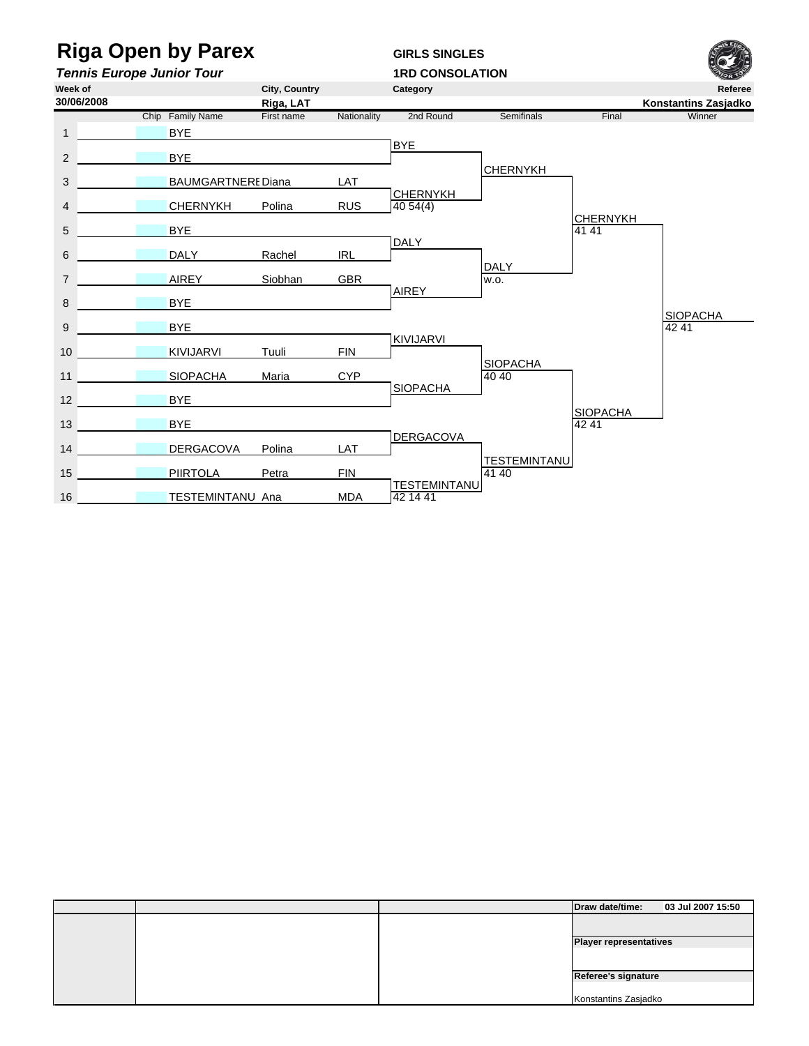# Riga Open by Parex

***Tennis Europe Junior Tour***

**GIRLS SINGLES**

**1RD CONSOLATION**

| Week of | City, Country | Category | Referee |
|---|---|---|---|
| 30/06/2008 | Riga, LAT | | Konstantins Zasjadko |

| # | Chip | Family Name | First name | Nationality | 2nd Round | Semifinals | Final | Winner |
|---|---|---|---|---|---|---|---|---|
| 1 | | BYE | | | | | | |
| | | | | | BYE | | | |
| 2 | | BYE | | | | | | |
| | | | | | | CHERNYKH | | |
| 3 | | BAUMGARTNERE | Diana | LAT | | | | |
| | | | | | CHERNYKH 40 54(4) | | | |
| 4 | | CHERNYKH | Polina | RUS | | | | |
| | | | | | | | CHERNYKH 41 41 | |
| 5 | | BYE | | | | | | |
| | | | | | DALY | | | |
| 6 | | DALY | Rachel | IRL | | | | |
| | | | | | | DALY w.o. | | |
| 7 | | AIREY | Siobhan | GBR | | | | |
| | | | | | AIREY | | | |
| 8 | | BYE | | | | | | |
| | | | | | | | | SIOPACHA 42 41 |
| 9 | | BYE | | | | | | |
| | | | | | KIVIJARVI | | | |
| 10 | | KIVIJARVI | Tuuli | FIN | | | | |
| | | | | | | SIOPACHA 40 40 | | |
| 11 | | SIOPACHA | Maria | CYP | | | | |
| | | | | | SIOPACHA | | | |
| 12 | | BYE | | | | | | |
| | | | | | | | SIOPACHA 42 41 | |
| 13 | | BYE | | | | | | |
| | | | | | DERGACOVA | | | |
| 14 | | DERGACOVA | Polina | LAT | | | | |
| | | | | | | TESTEMINTANU 41 40 | | |
| 15 | | PIIRTOLA | Petra | FIN | | | | |
| | | | | | TESTEMINTANU 42 14 41 | | | |
| 16 | | TESTEMINTANU | Ana | MDA | | | | |

| | | | |
|---|---|---|---|
| | | | Draw date/time: 03 Jul 2007 15:50 |
| | | | Player representatives |
| | | | Referee's signature |
| | | | Konstantins Zasjadko |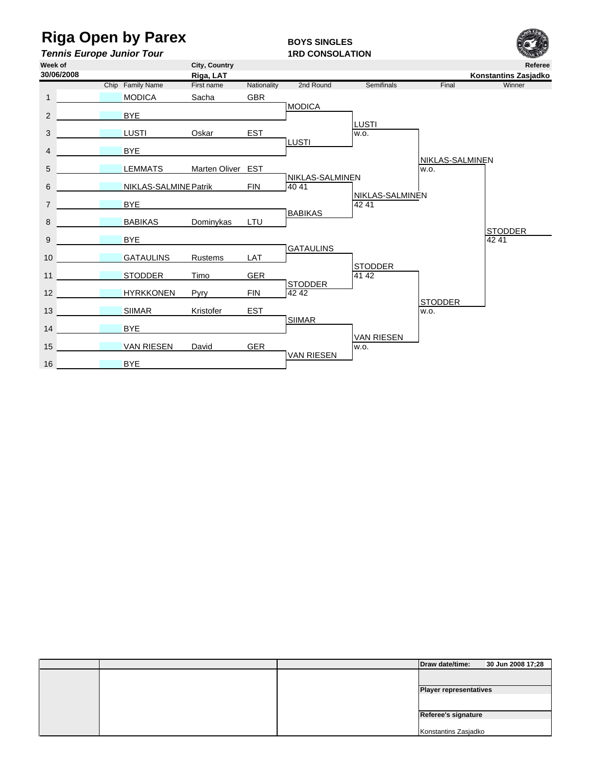# Riga Open by Parex

***Tennis Europe Junior Tour***

**BOYS SINGLES**
**1RD CONSOLATION**

| Week of | City, Country | Referee |
|---|---|---|
| 30/06/2008 | Riga, LAT | Konstantins Zasjadko |

| # | Chip | Family Name | First name | Nationality | 2nd Round | Semifinals | Final | Winner |
|---|---|---|---|---|---|---|---|---|
| 1 | | MODICA | Sacha | GBR | | | | |
| | | | | | MODICA | | | |
| 2 | | BYE | | | | | | |
| | | | | | | LUSTI w.o. | | |
| 3 | | LUSTI | Oskar | EST | | | | |
| | | | | | LUSTI | | | |
| 4 | | BYE | | | | | | |
| | | | | | | | NIKLAS-SALMINEN w.o. | |
| 5 | | LEMMATS | Marten Oliver | EST | | | | |
| | | | | | NIKLAS-SALMINEN 40 41 | | | |
| 6 | | NIKLAS-SALMINE | Patrik | FIN | | | | |
| | | | | | | NIKLAS-SALMINEN 42 41 | | |
| 7 | | BYE | | | | | | |
| | | | | | BABIKAS | | | |
| 8 | | BABIKAS | Dominykas | LTU | | | | |
| | | | | | | | | STODDER 42 41 |
| 9 | | BYE | | | | | | |
| | | | | | GATAULINS | | | |
| 10 | | GATAULINS | Rustems | LAT | | | | |
| | | | | | | STODDER 41 42 | | |
| 11 | | STODDER | Timo | GER | | | | |
| | | | | | STODDER 42 42 | | | |
| 12 | | HYRKKONEN | Pyry | FIN | | | | |
| | | | | | | | STODDER w.o. | |
| 13 | | SIIMAR | Kristofer | EST | | | | |
| | | | | | SIIMAR | | | |
| 14 | | BYE | | | | | | |
| | | | | | | VAN RIESEN w.o. | | |
| 15 | | VAN RIESEN | David | GER | | | | |
| | | | | | VAN RIESEN | | | |
| 16 | | BYE | | | | | | |

| | | | |
|---|---|---|---|
| | | | **Draw date/time:** **30 Jun 2008 17;28** |
| | | | **Player representatives** |
| | | | **Referee's signature** |
| | | | Konstantins Zasjadko |